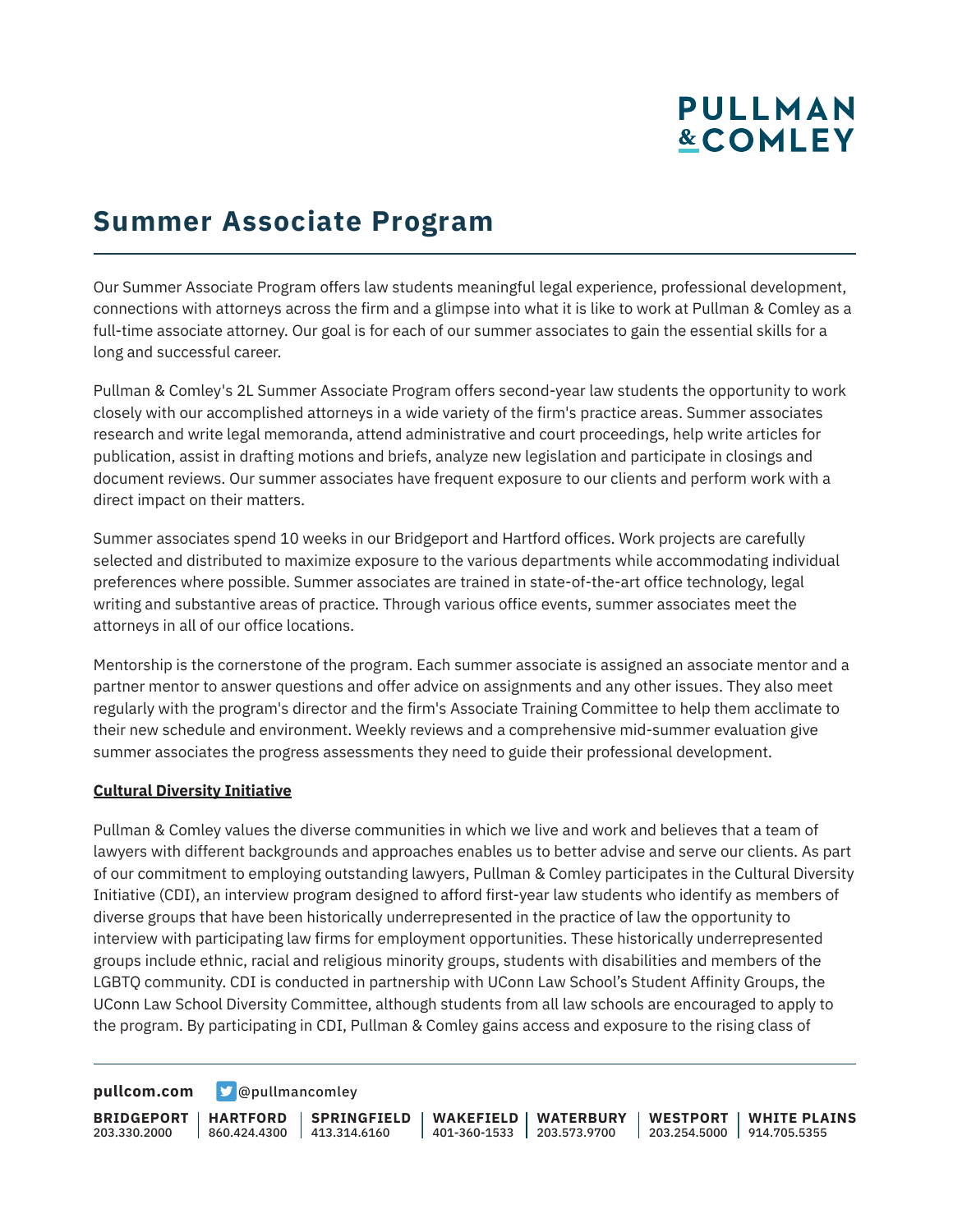# Summer Associate Program

Our Summer Associate Program offers law students meaningful legal experience, professional development, connections with attorneys across the firm and a glimpse into what it is like to work at Pullman & Comley as a full-time associate attorney. Our goal is for each of our summer associates to gain the essential skills for a long and successful career.

Pullman & Comley's 2L Summer Associate Program offers second-year law students the opportunity to work closely with our accomplished attorneys in a wide variety of the firm's practice areas. Summer associates research and write legal memoranda, attend administrative and court proceedings, help write articles for publication, assist in drafting motions and briefs, analyze new legislation and participate in closings and document reviews. Our summer associates have frequent exposure to our clients and perform work with a direct impact on their matters.

Summer associates spend 10 weeks in our Bridgeport and Hartford offices. Work projects are carefully selected and distributed to maximize exposure to the various departments while accommodating individual preferences where possible. Summer associates are trained in state-of-the-art office technology, legal writing and substantive areas of practice. Through various office events, summer associates meet the attorneys in all of our office locations.

Mentorship is the cornerstone of the program. Each summer associate is assigned an associate mentor and a partner mentor to answer questions and offer advice on assignments and any other issues. They also meet regularly with the program's director and the firm's Associate Training Committee to help them acclimate to their new schedule and environment. Weekly reviews and a comprehensive mid-summer evaluation give summer associates the progress assessments they need to guide their professional development.

**Cultural Diversity Initiative**

Pullman & Comley values the diverse communities in which we live and work and believes that a team of lawyers with different backgrounds and approaches enables us to better advise and serve our clients. As part of our commitment to employing outstanding lawyers, Pullman & Comley participates in the Cultural Diversity Initiative (CDI), an interview program designed to afford first-year law students who identify as members of diverse groups that have been historically underrepresented in the practice of law the opportunity to interview with participating law firms for employment opportunities. These historically underrepresented groups include ethnic, racial and religious minority groups, students with disabilities and members of the LGBTQ community. CDI is conducted in partnership with UConn Law School's Student Affinity Groups, the UConn Law School Diversity Committee, although students from all law schools are encouraged to apply to the program. By participating in CDI, Pullman & Comley gains access and exposure to the rising class of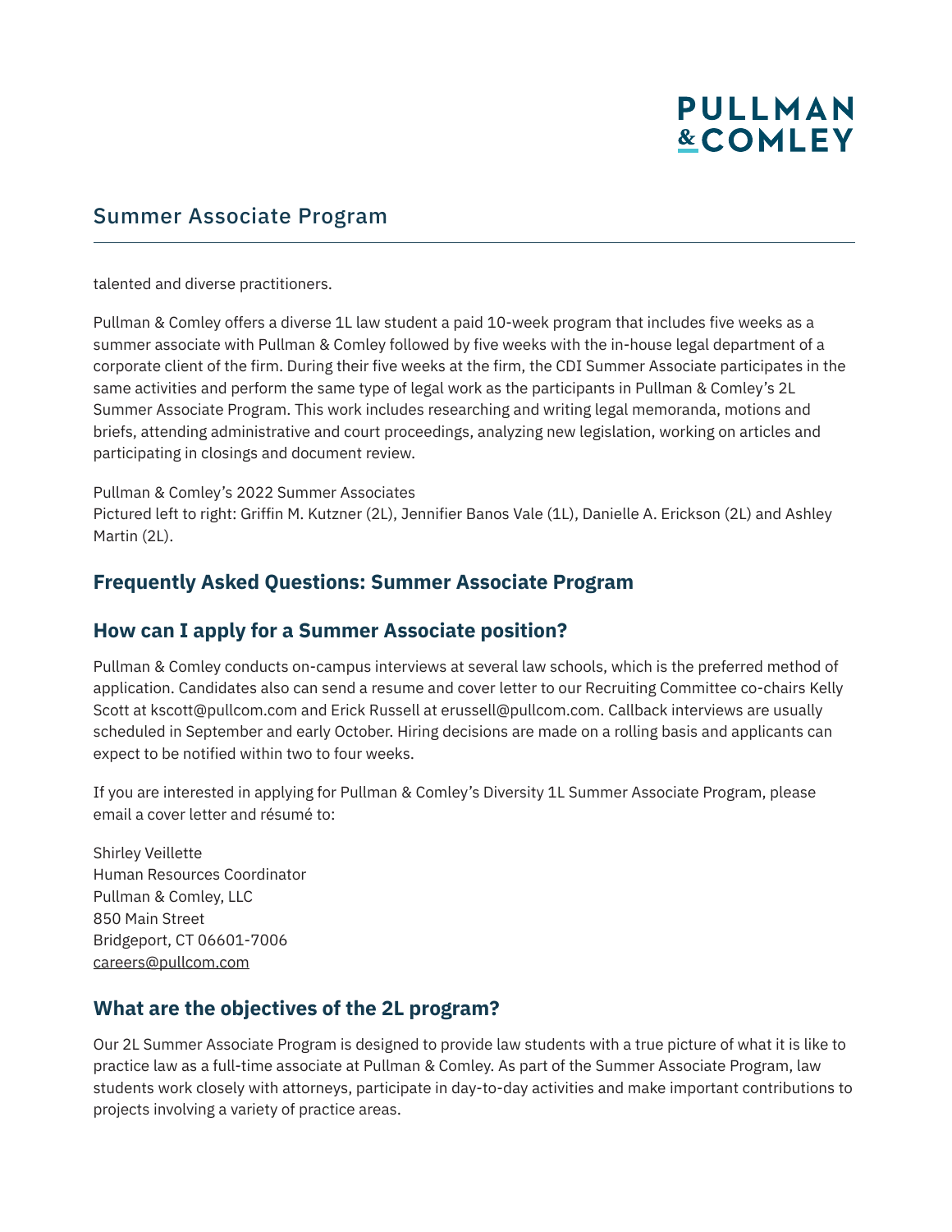talented and diverse practitioners.

Pullman & Comley offers a diverse 1L law student a paid 10-week program that includes five weeks as a summer associate with Pullman & Comley followed by five weeks with the in-house legal department of a corporate client of the firm. During their five weeks at the firm, the CDI Summer Associate participates in the same activities and perform the same type of legal work as the participants in Pullman & Comley's 2L Summer Associate Program. This work includes researching and writing legal memoranda, motions and briefs, attending administrative and court proceedings, analyzing new legislation, working on articles and participating in closings and document review.

Pullman & Comley's 2022 Summer Associates
Pictured left to right: Griffin M. Kutzner (2L), Jennifier Banos Vale (1L), Danielle A. Erickson (2L) and Ashley Martin (2L).

## Frequently Asked Questions: Summer Associate Program

## How can I apply for a Summer Associate position?

Pullman & Comley conducts on-campus interviews at several law schools, which is the preferred method of application. Candidates also can send a resume and cover letter to our Recruiting Committee co-chairs Kelly Scott at kscott@pullcom.com and Erick Russell at erussell@pullcom.com. Callback interviews are usually scheduled in September and early October. Hiring decisions are made on a rolling basis and applicants can expect to be notified within two to four weeks.

If you are interested in applying for Pullman & Comley's Diversity 1L Summer Associate Program, please email a cover letter and résumé to:

Shirley Veillette
Human Resources Coordinator
Pullman & Comley, LLC
850 Main Street
Bridgeport, CT 06601-7006
careers@pullcom.com

## What are the objectives of the 2L program?

Our 2L Summer Associate Program is designed to provide law students with a true picture of what it is like to practice law as a full-time associate at Pullman & Comley. As part of the Summer Associate Program, law students work closely with attorneys, participate in day-to-day activities and make important contributions to projects involving a variety of practice areas.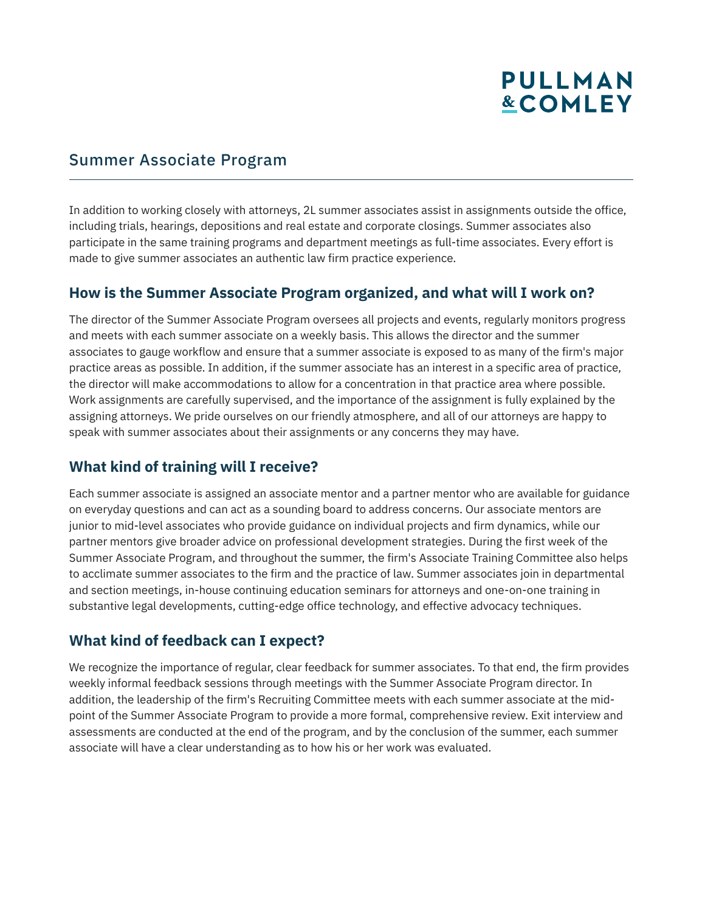# Summer Associate Program

In addition to working closely with attorneys, 2L summer associates assist in assignments outside the office, including trials, hearings, depositions and real estate and corporate closings. Summer associates also participate in the same training programs and department meetings as full-time associates. Every effort is made to give summer associates an authentic law firm practice experience.

## How is the Summer Associate Program organized, and what will I work on?

The director of the Summer Associate Program oversees all projects and events, regularly monitors progress and meets with each summer associate on a weekly basis. This allows the director and the summer associates to gauge workflow and ensure that a summer associate is exposed to as many of the firm's major practice areas as possible. In addition, if the summer associate has an interest in a specific area of practice, the director will make accommodations to allow for a concentration in that practice area where possible. Work assignments are carefully supervised, and the importance of the assignment is fully explained by the assigning attorneys. We pride ourselves on our friendly atmosphere, and all of our attorneys are happy to speak with summer associates about their assignments or any concerns they may have.

## What kind of training will I receive?

Each summer associate is assigned an associate mentor and a partner mentor who are available for guidance on everyday questions and can act as a sounding board to address concerns. Our associate mentors are junior to mid-level associates who provide guidance on individual projects and firm dynamics, while our partner mentors give broader advice on professional development strategies. During the first week of the Summer Associate Program, and throughout the summer, the firm's Associate Training Committee also helps to acclimate summer associates to the firm and the practice of law. Summer associates join in departmental and section meetings, in-house continuing education seminars for attorneys and one-on-one training in substantive legal developments, cutting-edge office technology, and effective advocacy techniques.

## What kind of feedback can I expect?

We recognize the importance of regular, clear feedback for summer associates. To that end, the firm provides weekly informal feedback sessions through meetings with the Summer Associate Program director. In addition, the leadership of the firm's Recruiting Committee meets with each summer associate at the mid-point of the Summer Associate Program to provide a more formal, comprehensive review. Exit interview and assessments are conducted at the end of the program, and by the conclusion of the summer, each summer associate will have a clear understanding as to how his or her work was evaluated.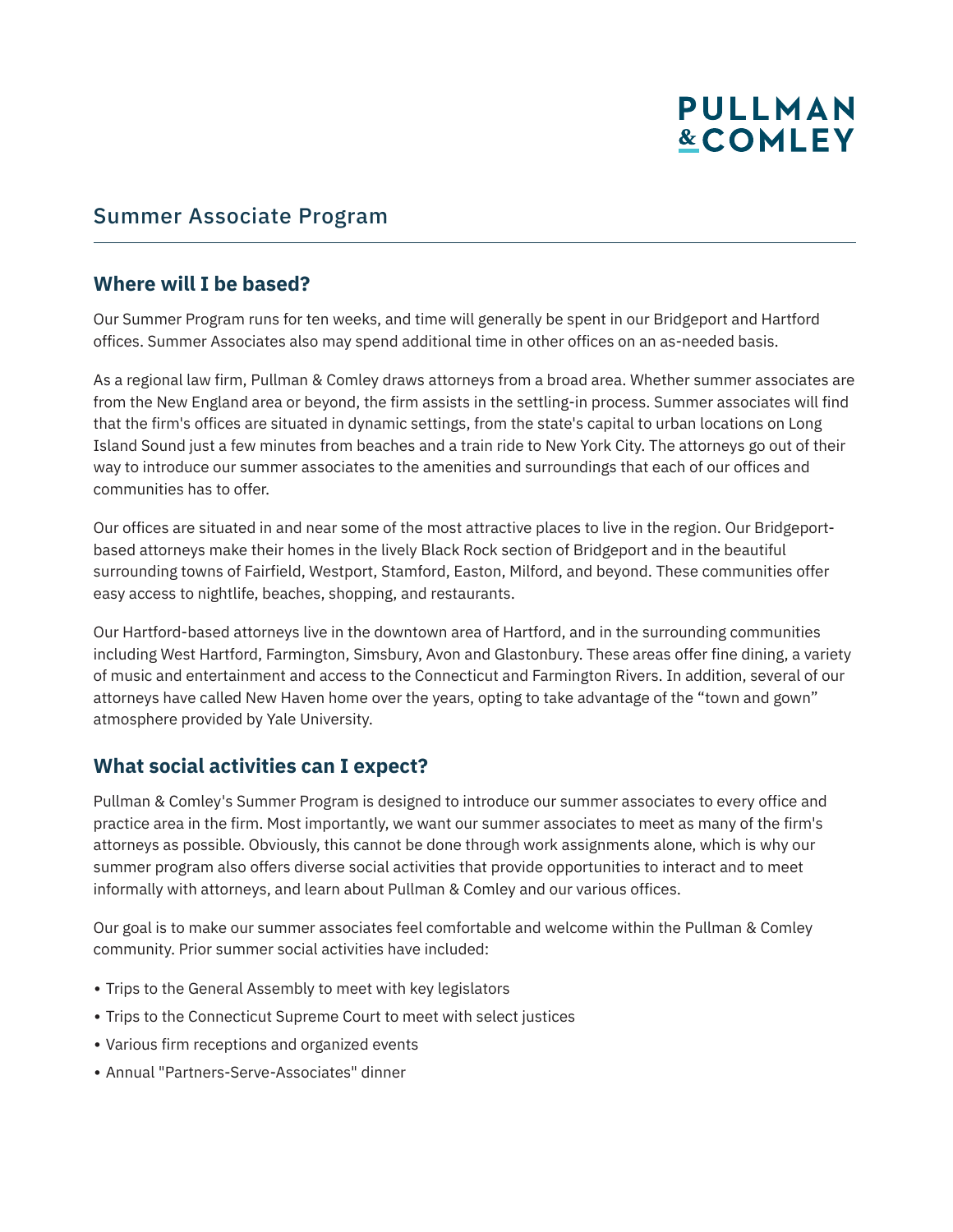# Summer Associate Program

## Where will I be based?

Our Summer Program runs for ten weeks, and time will generally be spent in our Bridgeport and Hartford offices. Summer Associates also may spend additional time in other offices on an as-needed basis.

As a regional law firm, Pullman & Comley draws attorneys from a broad area. Whether summer associates are from the New England area or beyond, the firm assists in the settling-in process. Summer associates will find that the firm's offices are situated in dynamic settings, from the state's capital to urban locations on Long Island Sound just a few minutes from beaches and a train ride to New York City. The attorneys go out of their way to introduce our summer associates to the amenities and surroundings that each of our offices and communities has to offer.

Our offices are situated in and near some of the most attractive places to live in the region. Our Bridgeport-based attorneys make their homes in the lively Black Rock section of Bridgeport and in the beautiful surrounding towns of Fairfield, Westport, Stamford, Easton, Milford, and beyond. These communities offer easy access to nightlife, beaches, shopping, and restaurants.

Our Hartford-based attorneys live in the downtown area of Hartford, and in the surrounding communities including West Hartford, Farmington, Simsbury, Avon and Glastonbury. These areas offer fine dining, a variety of music and entertainment and access to the Connecticut and Farmington Rivers. In addition, several of our attorneys have called New Haven home over the years, opting to take advantage of the "town and gown" atmosphere provided by Yale University.

## What social activities can I expect?

Pullman & Comley's Summer Program is designed to introduce our summer associates to every office and practice area in the firm. Most importantly, we want our summer associates to meet as many of the firm's attorneys as possible. Obviously, this cannot be done through work assignments alone, which is why our summer program also offers diverse social activities that provide opportunities to interact and to meet informally with attorneys, and learn about Pullman & Comley and our various offices.

Our goal is to make our summer associates feel comfortable and welcome within the Pullman & Comley community. Prior summer social activities have included:

- Trips to the General Assembly to meet with key legislators
- Trips to the Connecticut Supreme Court to meet with select justices
- Various firm receptions and organized events
- Annual "Partners-Serve-Associates" dinner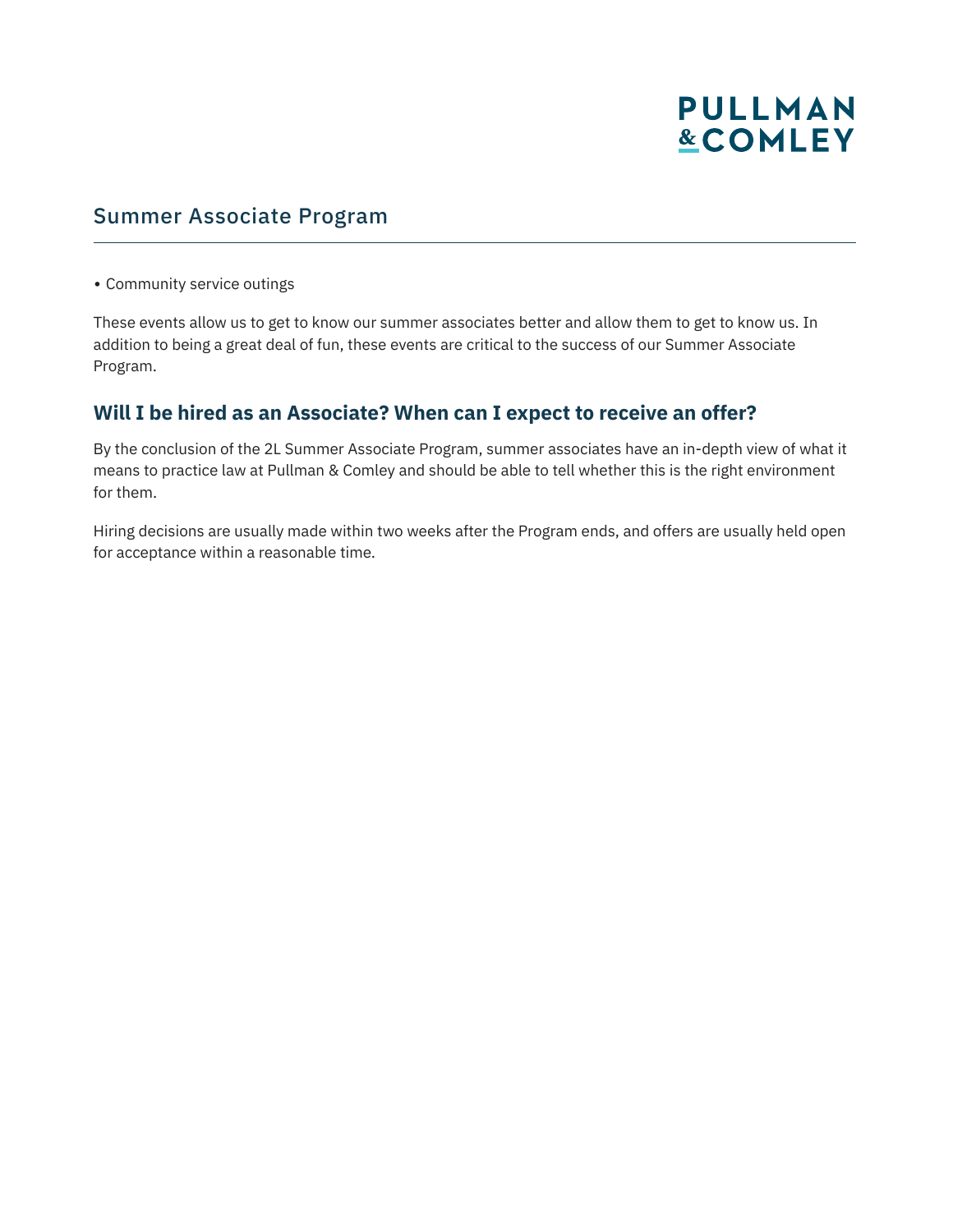- Community service outings

These events allow us to get to know our summer associates better and allow them to get to know us. In addition to being a great deal of fun, these events are critical to the success of our Summer Associate Program.

## Will I be hired as an Associate? When can I expect to receive an offer?

By the conclusion of the 2L Summer Associate Program, summer associates have an in-depth view of what it means to practice law at Pullman & Comley and should be able to tell whether this is the right environment for them.

Hiring decisions are usually made within two weeks after the Program ends, and offers are usually held open for acceptance within a reasonable time.